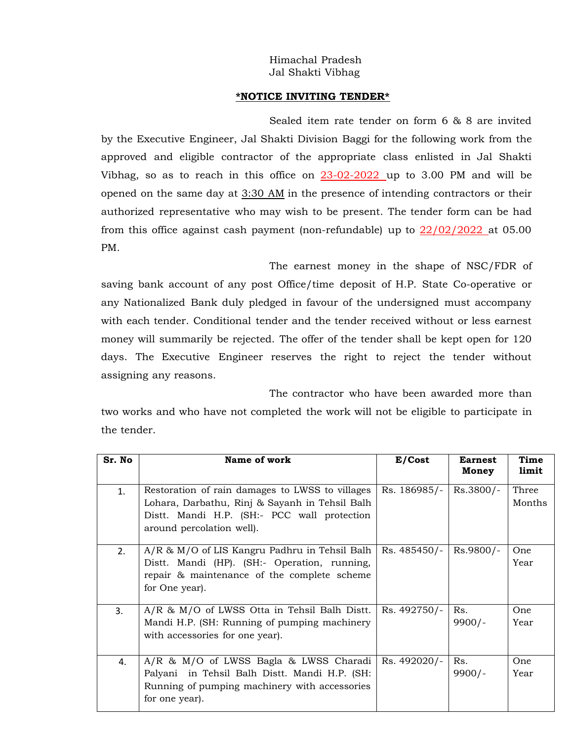Himachal Pradesh
Jal Shakti Vibhag

## *NOTICE INVITING TENDER*

Sealed item rate tender on form 6 & 8 are invited by the Executive Engineer, Jal Shakti Division Baggi for the following work from the approved and eligible contractor of the appropriate class enlisted in Jal Shakti Vibhag, so as to reach in this office on 23-02-2022 up to 3.00 PM and will be opened on the same day at 3:30 AM in the presence of intending contractors or their authorized representative who may wish to be present. The tender form can be had from this office against cash payment (non-refundable) up to 22/02/2022 at 05.00 PM.

The earnest money in the shape of NSC/FDR of saving bank account of any post Office/time deposit of H.P. State Co-operative or any Nationalized Bank duly pledged in favour of the undersigned must accompany with each tender. Conditional tender and the tender received without or less earnest money will summarily be rejected. The offer of the tender shall be kept open for 120 days. The Executive Engineer reserves the right to reject the tender without assigning any reasons.

The contractor who have been awarded more than two works and who have not completed the work will not be eligible to participate in the tender.

| Sr. No | Name of work | E/Cost | Earnest Money | Time limit |
|---|---|---|---|---|
| 1. | Restoration of rain damages to LWSS to villages Lohara, Darbathu, Rinj & Sayanh in Tehsil Balh Distt. Mandi H.P. (SH:- PCC wall protection around percolation well). | Rs. 186985/- | Rs.3800/- | Three Months |
| 2. | A/R & M/O of LIS Kangru Padhru in Tehsil Balh Distt. Mandi (HP). (SH:- Operation, running, repair & maintenance of the complete scheme for One year). | Rs. 485450/- | Rs.9800/- | One Year |
| 3. | A/R & M/O of LWSS Otta in Tehsil Balh Distt. Mandi H.P. (SH: Running of pumping machinery with accessories for one year). | Rs. 492750/- | Rs. 9900/- | One Year |
| 4. | A/R & M/O of LWSS Bagla & LWSS Charadi Palyani in Tehsil Balh Distt. Mandi H.P. (SH: Running of pumping machinery with accessories for one year). | Rs. 492020/- | Rs. 9900/- | One Year |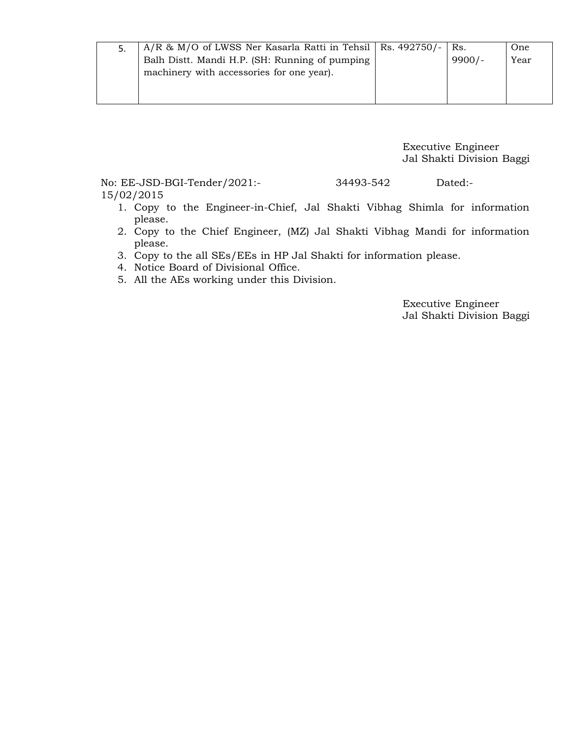| | | | | |
|---|---|---|---|---|
| 5. | A/R & M/O of LWSS Ner Kasarla Ratti in Tehsil Balh Distt. Mandi H.P. (SH: Running of pumping machinery with accessories for one year). | Rs. 492750/- | Rs. 9900/- | One Year |

Executive Engineer
Jal Shakti Division Baggi

No: EE-JSD-BGI-Tender/2021:- 34493-542 Dated:- 15/02/2015

1. Copy to the Engineer-in-Chief, Jal Shakti Vibhag Shimla for information please.
2. Copy to the Chief Engineer, (MZ) Jal Shakti Vibhag Mandi for information please.
3. Copy to the all SEs/EEs in HP Jal Shakti for information please.
4. Notice Board of Divisional Office.
5. All the AEs working under this Division.

Executive Engineer
Jal Shakti Division Baggi